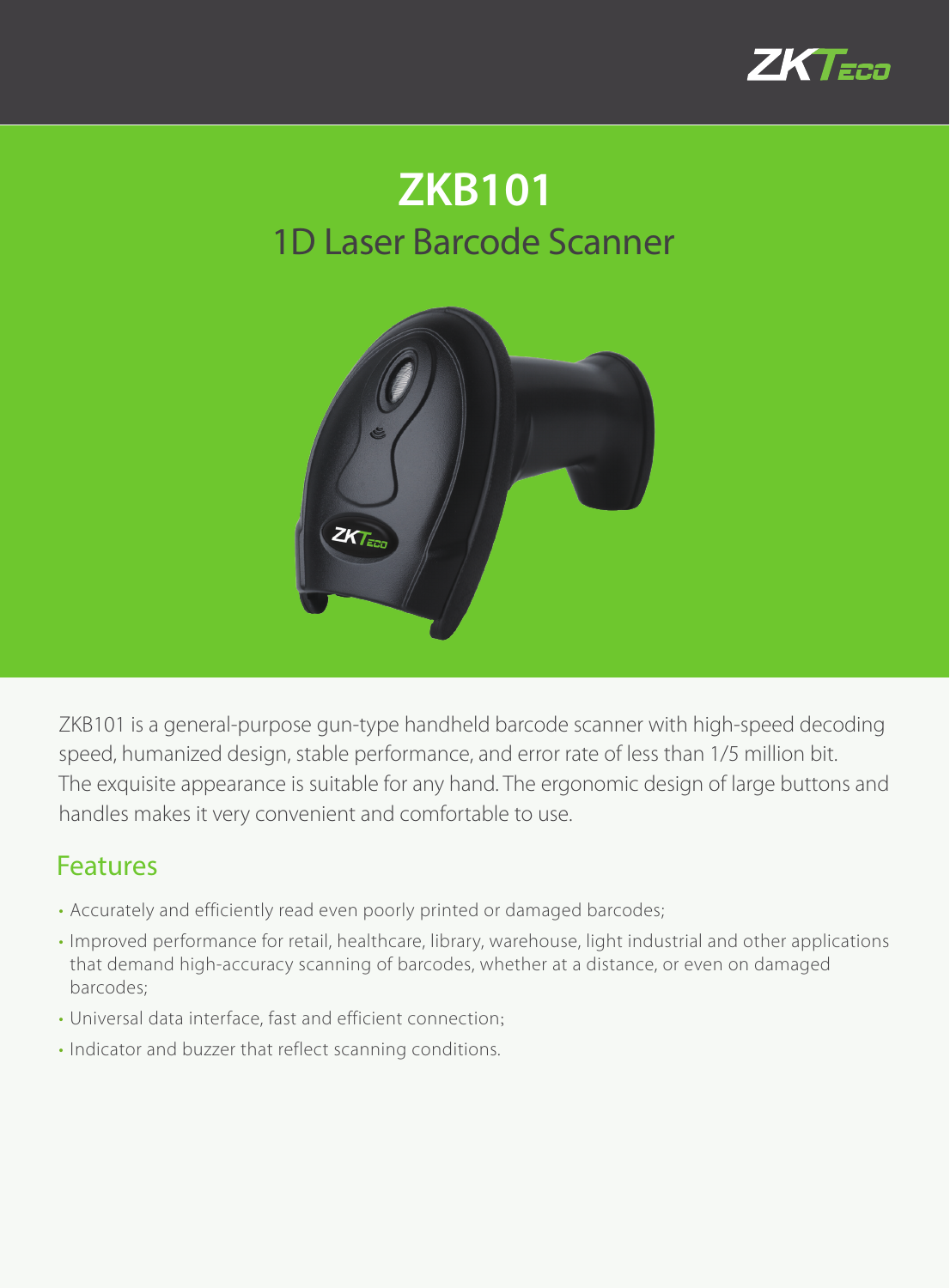# ZKB101

## 1D Laser Barcode Scanner

ZKB101 is a general-purpose gun-type handheld barcode scanner with high-speed decoding speed, humanized design, stable performance, and error rate of less than 1/5 million bit. The exquisite appearance is suitable for any hand. The ergonomic design of large buttons and handles makes it very convenient and comfortable to use.

## Features

- Accurately and efficiently read even poorly printed or damaged barcodes;
- Improved performance for retail, healthcare, library, warehouse, light industrial and other applications that demand high-accuracy scanning of barcodes, whether at a distance, or even on damaged barcodes;
- Universal data interface, fast and efficient connection;
- Indicator and buzzer that reflect scanning conditions.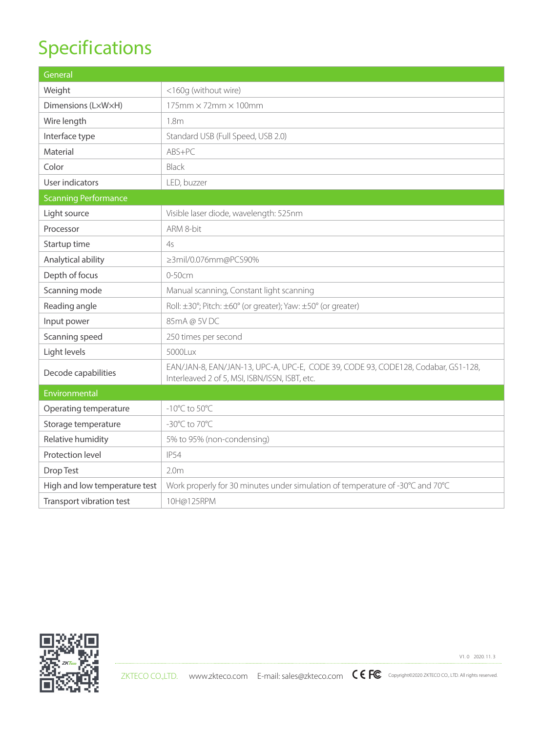# Specifications

| | |
|---|---|
| **General** | |
| Weight | <160g (without wire) |
| Dimensions (L×W×H) | 175mm × 72mm × 100mm |
| Wire length | 1.8m |
| Interface type | Standard USB (Full Speed, USB 2.0) |
| Material | ABS+PC |
| Color | Black |
| User indicators | LED, buzzer |
| **Scanning Performance** | |
| Light source | Visible laser diode, wavelength: 525nm |
| Processor | ARM 8-bit |
| Startup time | 4s |
| Analytical ability | ≥3mil/0.076mm@PCS90% |
| Depth of focus | 0-50cm |
| Scanning mode | Manual scanning, Constant light scanning |
| Reading angle | Roll: ±30°; Pitch: ±60° (or greater); Yaw: ±50° (or greater) |
| Input power | 85mA @ 5V DC |
| Scanning speed | 250 times per second |
| Light levels | 5000Lux |
| Decode capabilities | EAN/JAN-8, EAN/JAN-13, UPC-A, UPC-E, CODE 39, CODE 93, CODE128, Codabar, GS1-128, Interleaved 2 of 5, MSI, ISBN/ISSN, ISBT, etc. |
| **Environmental** | |
| Operating temperature | -10°C to 50°C |
| Storage temperature | -30°C to 70°C |
| Relative humidity | 5% to 95% (non-condensing) |
| Protection level | IP54 |
| Drop Test | 2.0m |
| High and low temperature test | Work properly for 30 minutes under simulation of temperature of -30°C and 70°C |
| Transport vibration test | 10H@125RPM |

V1.0 2020.11.3

ZKTECO CO.,LTD. www.zkteco.com E-mail: sales@zkteco.com Copyright©2020 ZKTECO CO., LTD. All rights reserved.